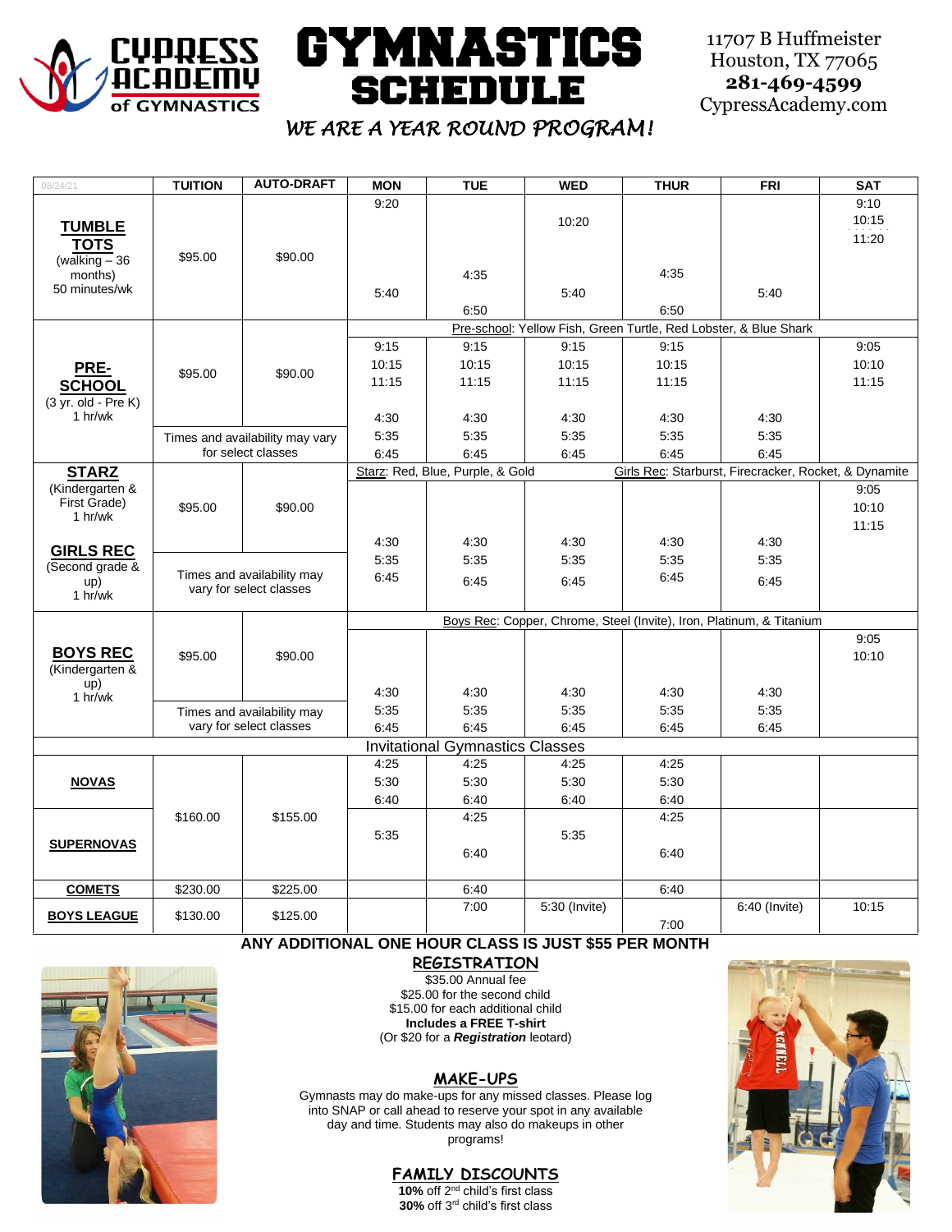# CYPRESS ACADEMY of GYMNASTICS

# GYMNASTICS SCHEDULE

11707 B Huffmeister
Houston, TX 77065
**281-469-4599**
CypressAcademy.com

*WE ARE A YEAR ROUND PROGRAM!*

| 08/24/21 | TUITION | AUTO-DRAFT | MON | TUE | WED | THUR | FRI | SAT |
|---|---|---|---|---|---|---|---|---|
| **TUMBLE TOTS** (walking – 36 months) 50 minutes/wk | $95.00 | $90.00 | 9:20<br>5:40 | 4:35<br>6:50 | 10:20<br>5:40 | 4:35<br>6:50 | 5:40 | 9:10<br>10:15<br>11:20 |
| | | | Pre-school: Yellow Fish, Green Turtle, Red Lobster, & Blue Shark | | | | | |
| **PRE-SCHOOL** (3 yr. old - Pre K) 1 hr/wk | $95.00 | $90.00 | 9:15<br>10:15<br>11:15<br>4:30<br>5:35<br>6:45 | 9:15<br>10:15<br>11:15<br>4:30<br>5:35<br>6:45 | 9:15<br>10:15<br>11:15<br>4:30<br>5:35<br>6:45 | 9:15<br>10:15<br>11:15<br>4:30<br>5:35<br>6:45 | 4:30<br>5:35<br>6:45 | 9:05<br>10:10<br>11:15 |
| | Times and availability may vary for select classes | | | | | | | |
| | | | Starz: Red, Blue, Purple, & Gold | | | Girls Rec: Starburst, Firecracker, Rocket, & Dynamite | | |
| **STARZ** (Kindergarten & First Grade) 1 hr/wk<br>**GIRLS REC** (Second grade & up) 1 hr/wk | $95.00 | $90.00 | 4:30<br>5:35<br>6:45 | 4:30<br>5:35<br>6:45 | 4:30<br>5:35<br>6:45 | 4:30<br>5:35<br>6:45 | 4:30<br>5:35<br>6:45 | 9:05<br>10:10<br>11:15 |
| | Times and availability may vary for select classes | | | | | | | |
| | | | Boys Rec: Copper, Chrome, Steel (Invite), Iron, Platinum, & Titanium | | | | | |
| **BOYS REC** (Kindergarten & up) 1 hr/wk | $95.00 | $90.00 | 4:30<br>5:35<br>6:45 | 4:30<br>5:35<br>6:45 | 4:30<br>5:35<br>6:45 | 4:30<br>5:35<br>6:45 | 4:30<br>5:35<br>6:45 | 9:05<br>10:10 |
| | Times and availability may vary for select classes | | | | | | | |
| Invitational Gymnastics Classes | | | | | | | | |
| **NOVAS** | $160.00 | $155.00 | 4:25<br>5:30<br>6:40 | 4:25<br>5:30<br>6:40 | 4:25<br>5:30<br>6:40 | 4:25<br>5:30<br>6:40 | | |
| **SUPERNOVAS** | | | 5:35 | 4:25<br>6:40 | 5:35 | 4:25<br>6:40 | | |
| **COMETS** | $230.00 | $225.00 | | 6:40 | | 6:40 | | |
| **BOYS LEAGUE** | $130.00 | $125.00 | | 7:00 | 5:30 (Invite) | 7:00 | 6:40 (Invite) | 10:15 |

**ANY ADDITIONAL ONE HOUR CLASS IS JUST $55 PER MONTH**

## REGISTRATION

$35.00 Annual fee
$25.00 for the second child
$15.00 for each additional child
**Includes a FREE T-shirt**
(Or $20 for a ***Registration*** leotard)

## MAKE-UPS

Gymnasts may do make-ups for any missed classes. Please log into SNAP or call ahead to reserve your spot in any available day and time. Students may also do makeups in other programs!

## FAMILY DISCOUNTS

**10%** off 2nd child's first class
**30%** off 3rd child's first class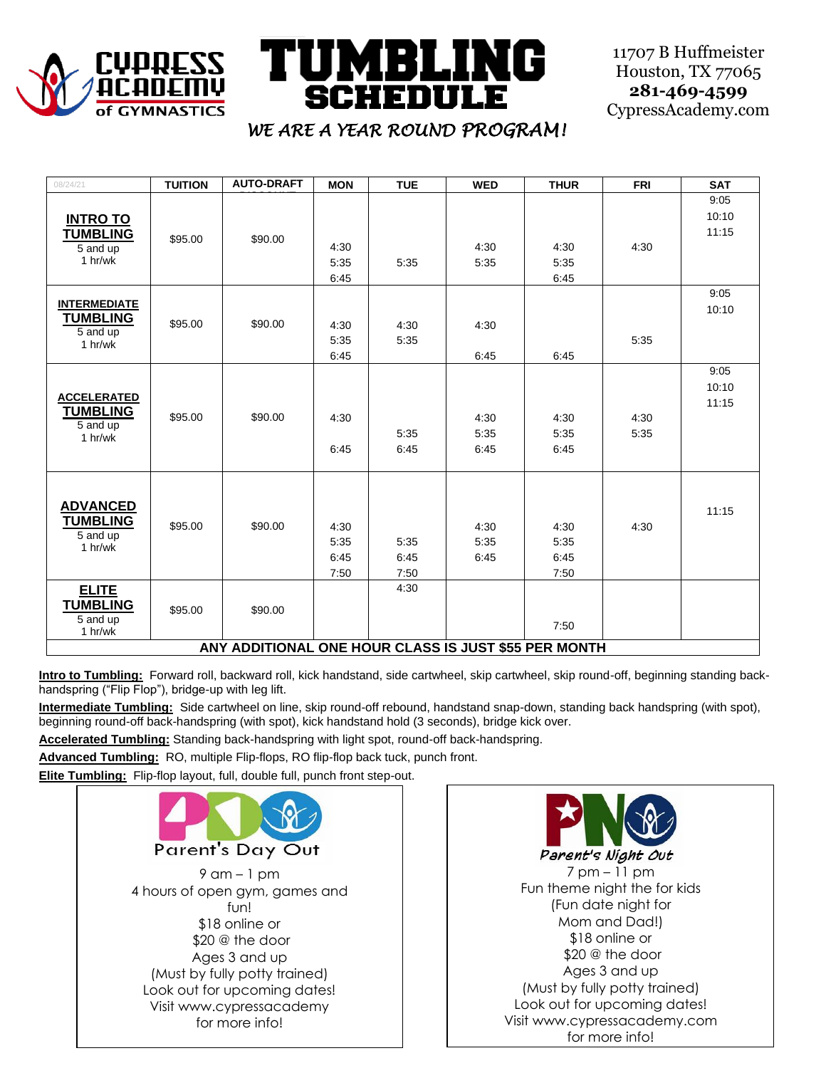# CYPRESS ACADEMY of GYMNASTICS

# TUMBLING SCHEDULE

11707 B Huffmeister
Houston, TX 77065
**281-469-4599**
CypressAcademy.com

*WE ARE A YEAR ROUND PROGRAM!*

| 08/24/21 | TUITION | AUTO-DRAFT | MON | TUE | WED | THUR | FRI | SAT |
|---|---|---|---|---|---|---|---|---|
| **INTRO TO TUMBLING** 5 and up 1 hr/wk | $95.00 | $90.00 | 4:30 5:35 6:45 | 5:35 | 4:30 5:35 | 4:30 5:35 6:45 | 4:30 | 9:05 10:10 11:15 |
| **INTERMEDIATE TUMBLING** 5 and up 1 hr/wk | $95.00 | $90.00 | 4:30 5:35 6:45 | 4:30 5:35 | 4:30 6:45 | 6:45 | 5:35 | 9:05 10:10 |
| **ACCELERATED TUMBLING** 5 and up 1 hr/wk | $95.00 | $90.00 | 4:30 6:45 | 5:35 6:45 | 4:30 5:35 6:45 | 4:30 5:35 6:45 | 4:30 5:35 | 9:05 10:10 11:15 |
| **ADVANCED TUMBLING** 5 and up 1 hr/wk | $95.00 | $90.00 | 4:30 5:35 6:45 7:50 | 5:35 6:45 7:50 | 4:30 5:35 6:45 | 4:30 5:35 6:45 7:50 | 4:30 | 11:15 |
| **ELITE TUMBLING** 5 and up 1 hr/wk | $95.00 | $90.00 | | 4:30 | | 7:50 | | |
| **ANY ADDITIONAL ONE HOUR CLASS IS JUST $55 PER MONTH** | | | | | | | | |

**Intro to Tumbling:** Forward roll, backward roll, kick handstand, side cartwheel, skip cartwheel, skip round-off, beginning standing back-handspring ("Flip Flop"), bridge-up with leg lift.

**Intermediate Tumbling:** Side cartwheel on line, skip round-off rebound, handstand snap-down, standing back handspring (with spot), beginning round-off back-handspring (with spot), kick handstand hold (3 seconds), bridge kick over.

**Accelerated Tumbling:** Standing back-handspring with light spot, round-off back-handspring.

**Advanced Tumbling:** RO, multiple Flip-flops, RO flip-flop back tuck, punch front.

**Elite Tumbling:** Flip-flop layout, full, double full, punch front step-out.

**PDO Parent's Day Out**

9 am – 1 pm
4 hours of open gym, games and fun!
$18 online or
$20 @ the door
Ages 3 and up
(Must by fully potty trained)
Look out for upcoming dates!
Visit www.cypressacademy for more info!

**PNO Parent's Night Out**

7 pm – 11 pm
Fun theme night the for kids
(Fun date night for Mom and Dad!)
$18 online or
$20 @ the door
Ages 3 and up
(Must by fully potty trained)
Look out for upcoming dates!
Visit www.cypressacademy.com for more info!